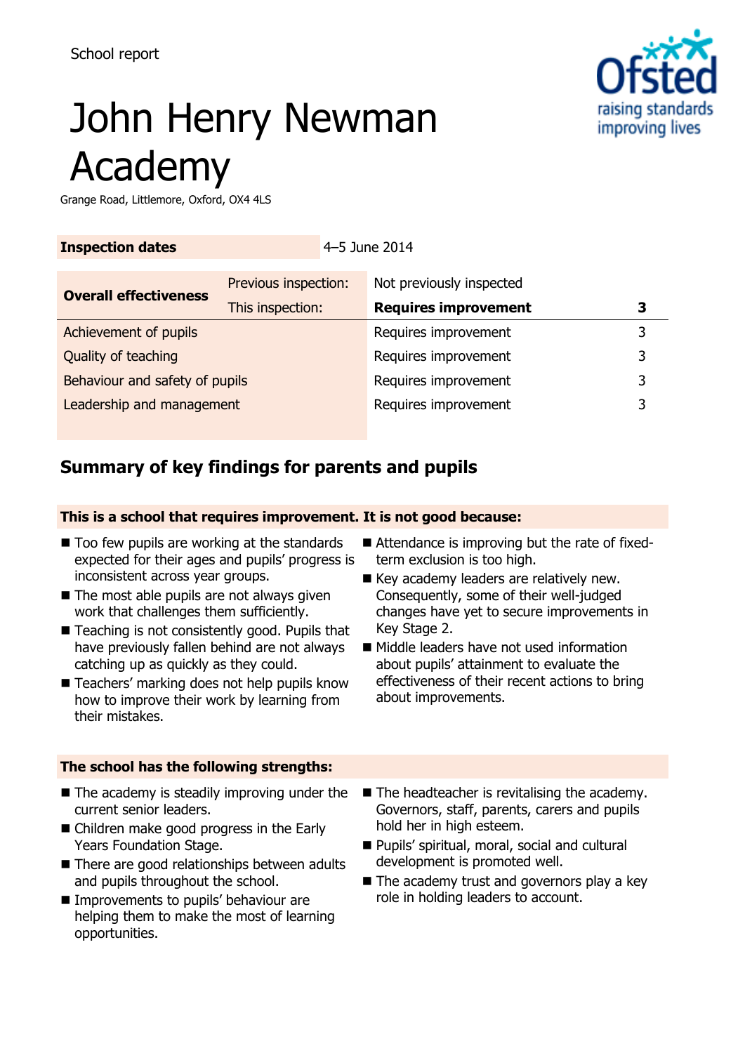School report

# John Henry Newman Academy

Grange Road, Littlemore, Oxford, OX4 4LS

| **Inspection dates** | 4–5 June 2014 | | |
|---|---|---|---|

| **Overall effectiveness** | Previous inspection: | Not previously inspected | |
|---|---|---|---|
| | This inspection: | **Requires improvement** | **3** |
| Achievement of pupils | | Requires improvement | 3 |
| Quality of teaching | | Requires improvement | 3 |
| Behaviour and safety of pupils | | Requires improvement | 3 |
| Leadership and management | | Requires improvement | 3 |

## Summary of key findings for parents and pupils

**This is a school that requires improvement. It is not good because:**

- Too few pupils are working at the standards expected for their ages and pupils' progress is inconsistent across year groups.
- The most able pupils are not always given work that challenges them sufficiently.
- Teaching is not consistently good. Pupils that have previously fallen behind are not always catching up as quickly as they could.
- Teachers' marking does not help pupils know how to improve their work by learning from their mistakes.
- Attendance is improving but the rate of fixed-term exclusion is too high.
- Key academy leaders are relatively new. Consequently, some of their well-judged changes have yet to secure improvements in Key Stage 2.
- Middle leaders have not used information about pupils' attainment to evaluate the effectiveness of their recent actions to bring about improvements.

**The school has the following strengths:**

- The academy is steadily improving under the current senior leaders.
- Children make good progress in the Early Years Foundation Stage.
- There are good relationships between adults and pupils throughout the school.
- Improvements to pupils' behaviour are helping them to make the most of learning opportunities.
- The headteacher is revitalising the academy. Governors, staff, parents, carers and pupils hold her in high esteem.
- Pupils' spiritual, moral, social and cultural development is promoted well.
- The academy trust and governors play a key role in holding leaders to account.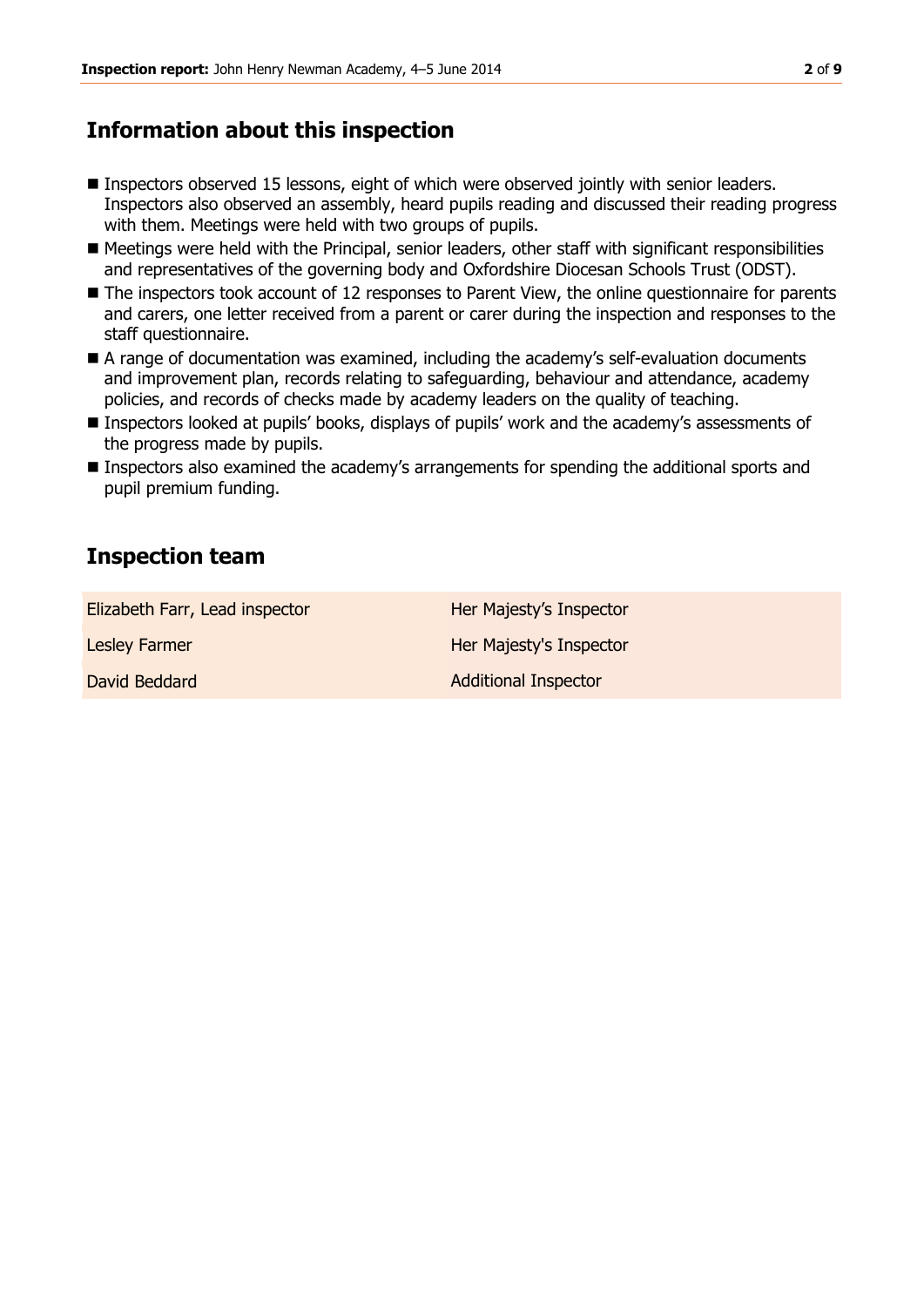## Information about this inspection

- Inspectors observed 15 lessons, eight of which were observed jointly with senior leaders. Inspectors also observed an assembly, heard pupils reading and discussed their reading progress with them. Meetings were held with two groups of pupils.
- Meetings were held with the Principal, senior leaders, other staff with significant responsibilities and representatives of the governing body and Oxfordshire Diocesan Schools Trust (ODST).
- The inspectors took account of 12 responses to Parent View, the online questionnaire for parents and carers, one letter received from a parent or carer during the inspection and responses to the staff questionnaire.
- A range of documentation was examined, including the academy's self-evaluation documents and improvement plan, records relating to safeguarding, behaviour and attendance, academy policies, and records of checks made by academy leaders on the quality of teaching.
- Inspectors looked at pupils' books, displays of pupils' work and the academy's assessments of the progress made by pupils.
- Inspectors also examined the academy's arrangements for spending the additional sports and pupil premium funding.

## Inspection team

| | |
|---|---|
| Elizabeth Farr, Lead inspector | Her Majesty's Inspector |
| Lesley Farmer | Her Majesty's Inspector |
| David Beddard | Additional Inspector |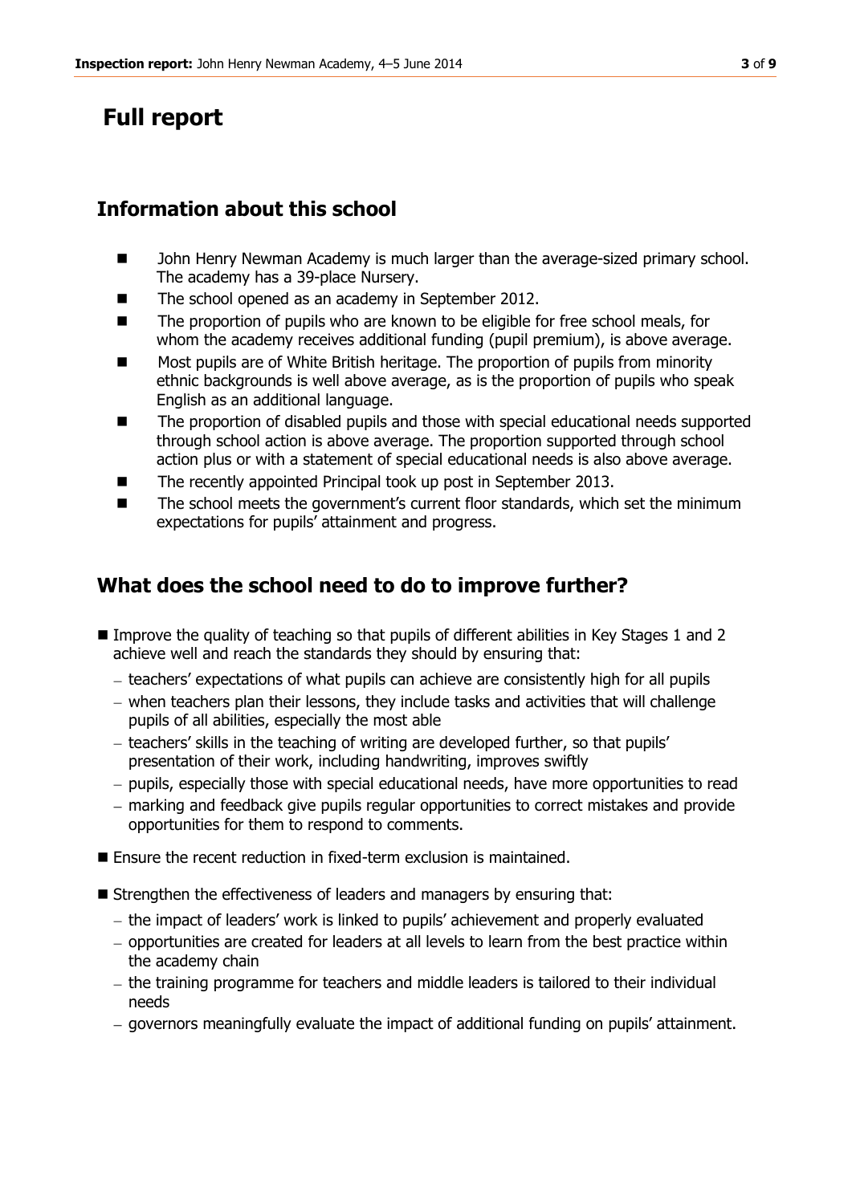# Full report

## Information about this school

- John Henry Newman Academy is much larger than the average-sized primary school. The academy has a 39-place Nursery.
- The school opened as an academy in September 2012.
- The proportion of pupils who are known to be eligible for free school meals, for whom the academy receives additional funding (pupil premium), is above average.
- Most pupils are of White British heritage. The proportion of pupils from minority ethnic backgrounds is well above average, as is the proportion of pupils who speak English as an additional language.
- The proportion of disabled pupils and those with special educational needs supported through school action is above average. The proportion supported through school action plus or with a statement of special educational needs is also above average.
- The recently appointed Principal took up post in September 2013.
- The school meets the government's current floor standards, which set the minimum expectations for pupils' attainment and progress.

## What does the school need to do to improve further?

- Improve the quality of teaching so that pupils of different abilities in Key Stages 1 and 2 achieve well and reach the standards they should by ensuring that:
  - teachers' expectations of what pupils can achieve are consistently high for all pupils
  - when teachers plan their lessons, they include tasks and activities that will challenge pupils of all abilities, especially the most able
  - teachers' skills in the teaching of writing are developed further, so that pupils' presentation of their work, including handwriting, improves swiftly
  - pupils, especially those with special educational needs, have more opportunities to read
  - marking and feedback give pupils regular opportunities to correct mistakes and provide opportunities for them to respond to comments.
- Ensure the recent reduction in fixed-term exclusion is maintained.
- Strengthen the effectiveness of leaders and managers by ensuring that:
  - the impact of leaders' work is linked to pupils' achievement and properly evaluated
  - opportunities are created for leaders at all levels to learn from the best practice within the academy chain
  - the training programme for teachers and middle leaders is tailored to their individual needs
  - governors meaningfully evaluate the impact of additional funding on pupils' attainment.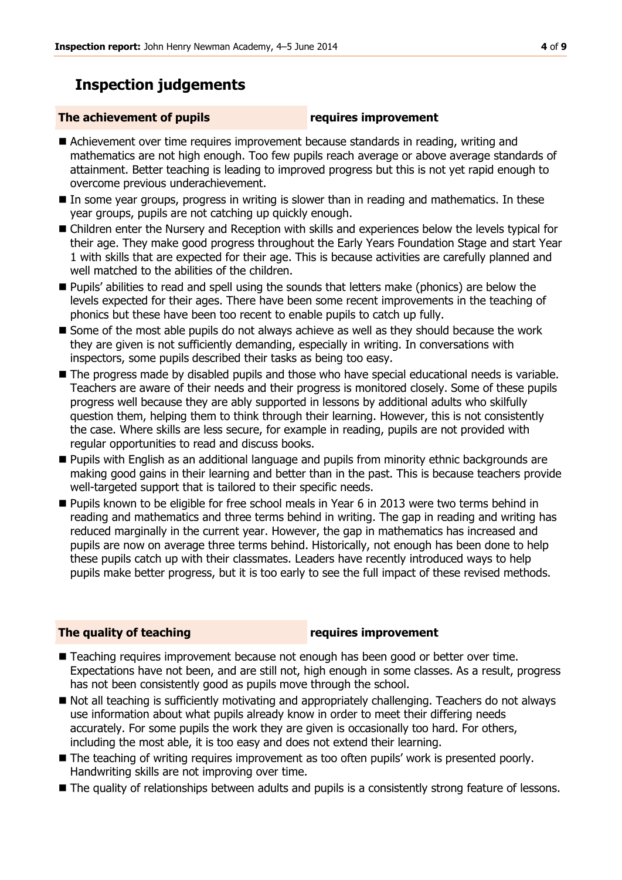## Inspection judgements

**The achievement of pupils** **requires improvement**

- Achievement over time requires improvement because standards in reading, writing and mathematics are not high enough. Too few pupils reach average or above average standards of attainment. Better teaching is leading to improved progress but this is not yet rapid enough to overcome previous underachievement.
- In some year groups, progress in writing is slower than in reading and mathematics. In these year groups, pupils are not catching up quickly enough.
- Children enter the Nursery and Reception with skills and experiences below the levels typical for their age. They make good progress throughout the Early Years Foundation Stage and start Year 1 with skills that are expected for their age. This is because activities are carefully planned and well matched to the abilities of the children.
- Pupils' abilities to read and spell using the sounds that letters make (phonics) are below the levels expected for their ages. There have been some recent improvements in the teaching of phonics but these have been too recent to enable pupils to catch up fully.
- Some of the most able pupils do not always achieve as well as they should because the work they are given is not sufficiently demanding, especially in writing. In conversations with inspectors, some pupils described their tasks as being too easy.
- The progress made by disabled pupils and those who have special educational needs is variable. Teachers are aware of their needs and their progress is monitored closely. Some of these pupils progress well because they are ably supported in lessons by additional adults who skilfully question them, helping them to think through their learning. However, this is not consistently the case. Where skills are less secure, for example in reading, pupils are not provided with regular opportunities to read and discuss books.
- Pupils with English as an additional language and pupils from minority ethnic backgrounds are making good gains in their learning and better than in the past. This is because teachers provide well-targeted support that is tailored to their specific needs.
- Pupils known to be eligible for free school meals in Year 6 in 2013 were two terms behind in reading and mathematics and three terms behind in writing. The gap in reading and writing has reduced marginally in the current year. However, the gap in mathematics has increased and pupils are now on average three terms behind. Historically, not enough has been done to help these pupils catch up with their classmates. Leaders have recently introduced ways to help pupils make better progress, but it is too early to see the full impact of these revised methods.

**The quality of teaching** **requires improvement**

- Teaching requires improvement because not enough has been good or better over time. Expectations have not been, and are still not, high enough in some classes. As a result, progress has not been consistently good as pupils move through the school.
- Not all teaching is sufficiently motivating and appropriately challenging. Teachers do not always use information about what pupils already know in order to meet their differing needs accurately. For some pupils the work they are given is occasionally too hard. For others, including the most able, it is too easy and does not extend their learning.
- The teaching of writing requires improvement as too often pupils' work is presented poorly. Handwriting skills are not improving over time.
- The quality of relationships between adults and pupils is a consistently strong feature of lessons.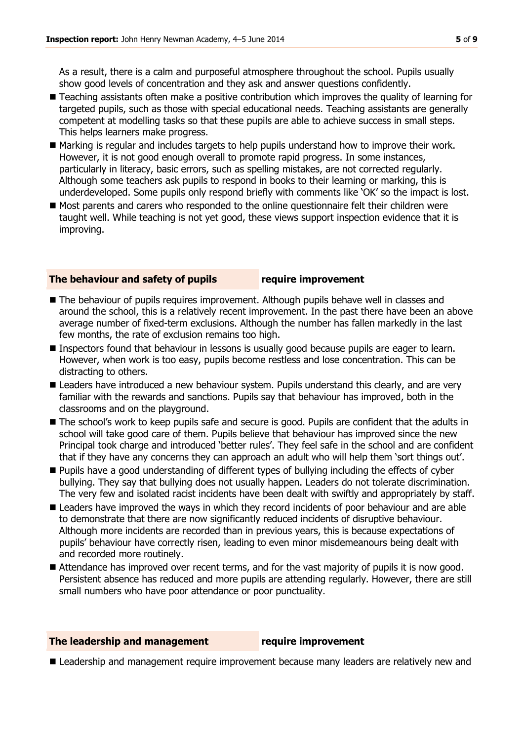As a result, there is a calm and purposeful atmosphere throughout the school. Pupils usually show good levels of concentration and they ask and answer questions confidently.

- Teaching assistants often make a positive contribution which improves the quality of learning for targeted pupils, such as those with special educational needs. Teaching assistants are generally competent at modelling tasks so that these pupils are able to achieve success in small steps. This helps learners make progress.
- Marking is regular and includes targets to help pupils understand how to improve their work. However, it is not good enough overall to promote rapid progress. In some instances, particularly in literacy, basic errors, such as spelling mistakes, are not corrected regularly. Although some teachers ask pupils to respond in books to their learning or marking, this is underdeveloped. Some pupils only respond briefly with comments like 'OK' so the impact is lost.
- Most parents and carers who responded to the online questionnaire felt their children were taught well. While teaching is not yet good, these views support inspection evidence that it is improving.

## The behaviour and safety of pupils — require improvement

- The behaviour of pupils requires improvement. Although pupils behave well in classes and around the school, this is a relatively recent improvement. In the past there have been an above average number of fixed-term exclusions. Although the number has fallen markedly in the last few months, the rate of exclusion remains too high.
- Inspectors found that behaviour in lessons is usually good because pupils are eager to learn. However, when work is too easy, pupils become restless and lose concentration. This can be distracting to others.
- Leaders have introduced a new behaviour system. Pupils understand this clearly, and are very familiar with the rewards and sanctions. Pupils say that behaviour has improved, both in the classrooms and on the playground.
- The school's work to keep pupils safe and secure is good. Pupils are confident that the adults in school will take good care of them. Pupils believe that behaviour has improved since the new Principal took charge and introduced 'better rules'. They feel safe in the school and are confident that if they have any concerns they can approach an adult who will help them 'sort things out'.
- Pupils have a good understanding of different types of bullying including the effects of cyber bullying. They say that bullying does not usually happen. Leaders do not tolerate discrimination. The very few and isolated racist incidents have been dealt with swiftly and appropriately by staff.
- Leaders have improved the ways in which they record incidents of poor behaviour and are able to demonstrate that there are now significantly reduced incidents of disruptive behaviour. Although more incidents are recorded than in previous years, this is because expectations of pupils' behaviour have correctly risen, leading to even minor misdemeanours being dealt with and recorded more routinely.
- Attendance has improved over recent terms, and for the vast majority of pupils it is now good. Persistent absence has reduced and more pupils are attending regularly. However, there are still small numbers who have poor attendance or poor punctuality.

## The leadership and management — require improvement

- Leadership and management require improvement because many leaders are relatively new and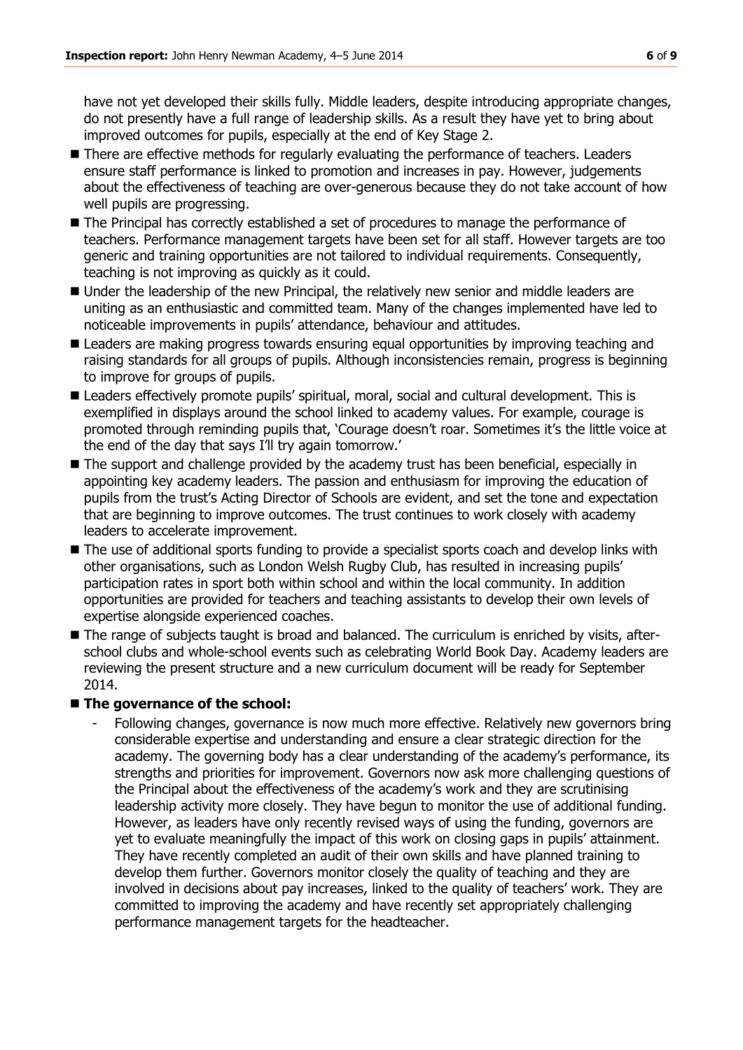have not yet developed their skills fully. Middle leaders, despite introducing appropriate changes, do not presently have a full range of leadership skills. As a result they have yet to bring about improved outcomes for pupils, especially at the end of Key Stage 2.

- There are effective methods for regularly evaluating the performance of teachers. Leaders ensure staff performance is linked to promotion and increases in pay. However, judgements about the effectiveness of teaching are over-generous because they do not take account of how well pupils are progressing.
- The Principal has correctly established a set of procedures to manage the performance of teachers. Performance management targets have been set for all staff. However targets are too generic and training opportunities are not tailored to individual requirements. Consequently, teaching is not improving as quickly as it could.
- Under the leadership of the new Principal, the relatively new senior and middle leaders are uniting as an enthusiastic and committed team. Many of the changes implemented have led to noticeable improvements in pupils' attendance, behaviour and attitudes.
- Leaders are making progress towards ensuring equal opportunities by improving teaching and raising standards for all groups of pupils. Although inconsistencies remain, progress is beginning to improve for groups of pupils.
- Leaders effectively promote pupils' spiritual, moral, social and cultural development. This is exemplified in displays around the school linked to academy values. For example, courage is promoted through reminding pupils that, 'Courage doesn't roar. Sometimes it's the little voice at the end of the day that says I'll try again tomorrow.'
- The support and challenge provided by the academy trust has been beneficial, especially in appointing key academy leaders. The passion and enthusiasm for improving the education of pupils from the trust's Acting Director of Schools are evident, and set the tone and expectation that are beginning to improve outcomes. The trust continues to work closely with academy leaders to accelerate improvement.
- The use of additional sports funding to provide a specialist sports coach and develop links with other organisations, such as London Welsh Rugby Club, has resulted in increasing pupils' participation rates in sport both within school and within the local community. In addition opportunities are provided for teachers and teaching assistants to develop their own levels of expertise alongside experienced coaches.
- The range of subjects taught is broad and balanced. The curriculum is enriched by visits, after-school clubs and whole-school events such as celebrating World Book Day. Academy leaders are reviewing the present structure and a new curriculum document will be ready for September 2014.
- **The governance of the school:**
  - Following changes, governance is now much more effective. Relatively new governors bring considerable expertise and understanding and ensure a clear strategic direction for the academy. The governing body has a clear understanding of the academy's performance, its strengths and priorities for improvement. Governors now ask more challenging questions of the Principal about the effectiveness of the academy's work and they are scrutinising leadership activity more closely. They have begun to monitor the use of additional funding. However, as leaders have only recently revised ways of using the funding, governors are yet to evaluate meaningfully the impact of this work on closing gaps in pupils' attainment. They have recently completed an audit of their own skills and have planned training to develop them further. Governors monitor closely the quality of teaching and they are involved in decisions about pay increases, linked to the quality of teachers' work. They are committed to improving the academy and have recently set appropriately challenging performance management targets for the headteacher.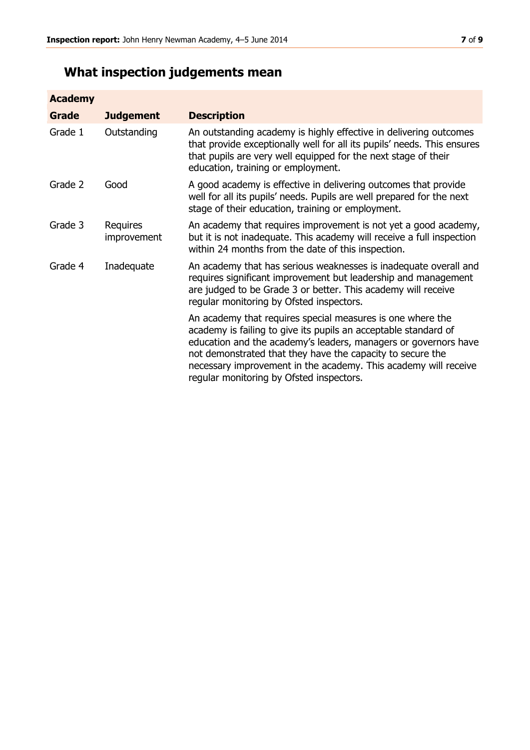## What inspection judgements mean

| Academy | | |
|---|---|---|
| **Grade** | **Judgement** | **Description** |
| Grade 1 | Outstanding | An outstanding academy is highly effective in delivering outcomes that provide exceptionally well for all its pupils' needs. This ensures that pupils are very well equipped for the next stage of their education, training or employment. |
| Grade 2 | Good | A good academy is effective in delivering outcomes that provide well for all its pupils' needs. Pupils are well prepared for the next stage of their education, training or employment. |
| Grade 3 | Requires improvement | An academy that requires improvement is not yet a good academy, but it is not inadequate. This academy will receive a full inspection within 24 months from the date of this inspection. |
| Grade 4 | Inadequate | An academy that has serious weaknesses is inadequate overall and requires significant improvement but leadership and management are judged to be Grade 3 or better. This academy will receive regular monitoring by Ofsted inspectors. |
| | | An academy that requires special measures is one where the academy is failing to give its pupils an acceptable standard of education and the academy's leaders, managers or governors have not demonstrated that they have the capacity to secure the necessary improvement in the academy. This academy will receive regular monitoring by Ofsted inspectors. |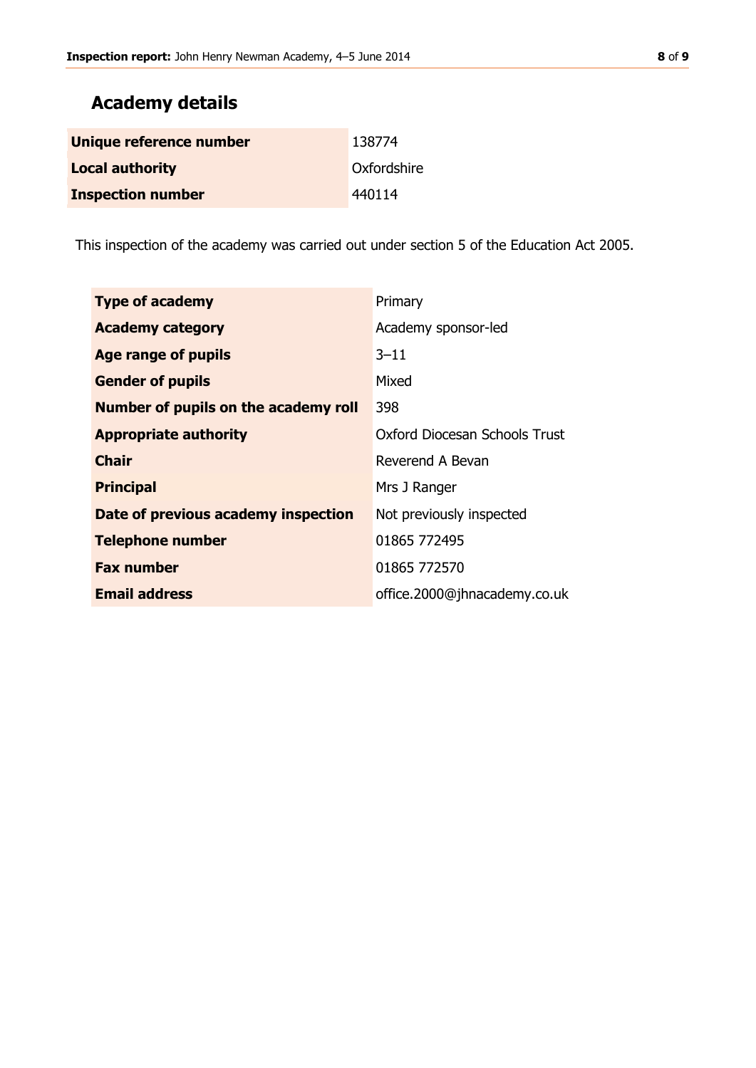## Academy details

| | |
|---|---|
| **Unique reference number** | 138774 |
| **Local authority** | Oxfordshire |
| **Inspection number** | 440114 |

This inspection of the academy was carried out under section 5 of the Education Act 2005.

| | |
|---|---|
| **Type of academy** | Primary |
| **Academy category** | Academy sponsor-led |
| **Age range of pupils** | 3–11 |
| **Gender of pupils** | Mixed |
| **Number of pupils on the academy roll** | 398 |
| **Appropriate authority** | Oxford Diocesan Schools Trust |
| **Chair** | Reverend A Bevan |
| **Principal** | Mrs J Ranger |
| **Date of previous academy inspection** | Not previously inspected |
| **Telephone number** | 01865 772495 |
| **Fax number** | 01865 772570 |
| **Email address** | office.2000@jhnacademy.co.uk |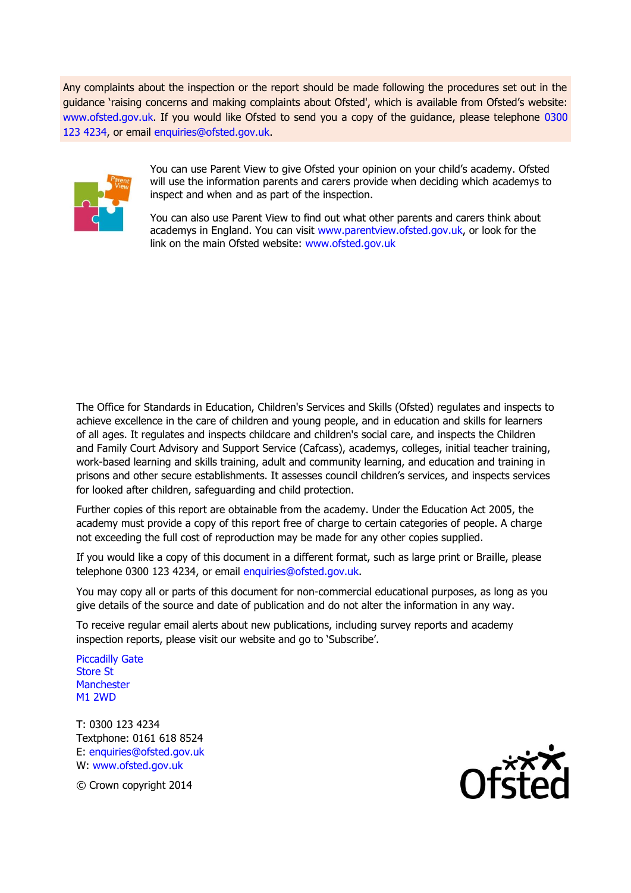Any complaints about the inspection or the report should be made following the procedures set out in the guidance 'raising concerns and making complaints about Ofsted', which is available from Ofsted's website: www.ofsted.gov.uk. If you would like Ofsted to send you a copy of the guidance, please telephone 0300 123 4234, or email enquiries@ofsted.gov.uk.

You can use Parent View to give Ofsted your opinion on your child's academy. Ofsted will use the information parents and carers provide when deciding which academys to inspect and when and as part of the inspection.

You can also use Parent View to find out what other parents and carers think about academys in England. You can visit www.parentview.ofsted.gov.uk, or look for the link on the main Ofsted website: www.ofsted.gov.uk

The Office for Standards in Education, Children's Services and Skills (Ofsted) regulates and inspects to achieve excellence in the care of children and young people, and in education and skills for learners of all ages. It regulates and inspects childcare and children's social care, and inspects the Children and Family Court Advisory and Support Service (Cafcass), academys, colleges, initial teacher training, work-based learning and skills training, adult and community learning, and education and training in prisons and other secure establishments. It assesses council children's services, and inspects services for looked after children, safeguarding and child protection.

Further copies of this report are obtainable from the academy. Under the Education Act 2005, the academy must provide a copy of this report free of charge to certain categories of people. A charge not exceeding the full cost of reproduction may be made for any other copies supplied.

If you would like a copy of this document in a different format, such as large print or Braille, please telephone 0300 123 4234, or email enquiries@ofsted.gov.uk.

You may copy all or parts of this document for non-commercial educational purposes, as long as you give details of the source and date of publication and do not alter the information in any way.

To receive regular email alerts about new publications, including survey reports and academy inspection reports, please visit our website and go to 'Subscribe'.

Piccadilly Gate
Store St
Manchester
M1 2WD

T: 0300 123 4234
Textphone: 0161 618 8524
E: enquiries@ofsted.gov.uk
W: www.ofsted.gov.uk

© Crown copyright 2014